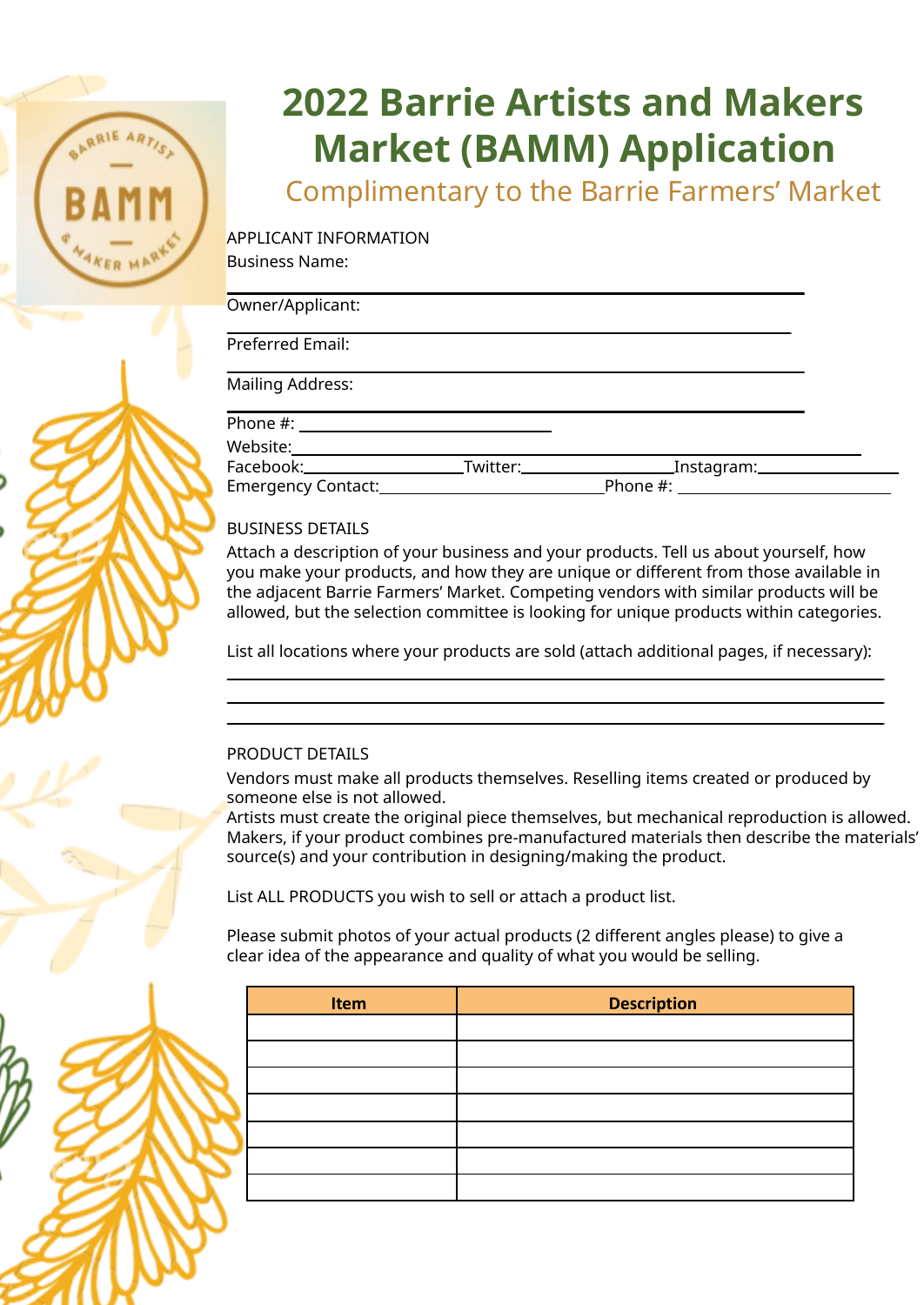# 2022 Barrie Artists and Makers Market (BAMM) Application

## Complimentary to the Barrie Farmers' Market

APPLICANT INFORMATION

Business Name: ____________________

Owner/Applicant: ____________________

Preferred Email: ____________________

Mailing Address: ____________________

Phone #: ____________________

Website: ____________________

Facebook: __________ Twitter: __________ Instagram: __________

Emergency Contact: __________ Phone #: __________

BUSINESS DETAILS

Attach a description of your business and your products. Tell us about yourself, how you make your products, and how they are unique or different from those available in the adjacent Barrie Farmers' Market. Competing vendors with similar products will be allowed, but the selection committee is looking for unique products within categories.

List all locations where your products are sold (attach additional pages, if necessary):

____________________

____________________

____________________

PRODUCT DETAILS

Vendors must make all products themselves. Reselling items created or produced by someone else is not allowed.

Artists must create the original piece themselves, but mechanical reproduction is allowed. Makers, if your product combines pre-manufactured materials then describe the materials' source(s) and your contribution in designing/making the product.

List ALL PRODUCTS you wish to sell or attach a product list.

Please submit photos of your actual products (2 different angles please) to give a clear idea of the appearance and quality of what you would be selling.

| Item | Description |
|---|---|
| | |
| | |
| | |
| | |
| | |
| | |
| | |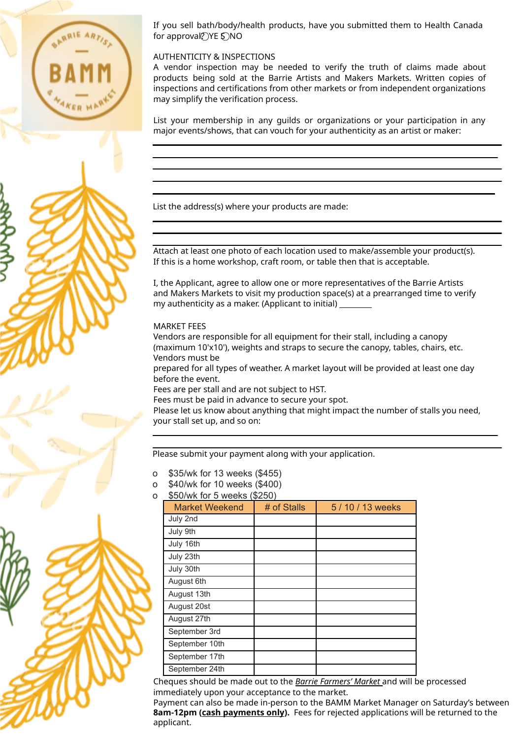If you sell bath/body/health products, have you submitted them to Health Canada for approval? ◯YES ◯NO

AUTHENTICITY & INSPECTIONS

A vendor inspection may be needed to verify the truth of claims made about products being sold at the Barrie Artists and Makers Markets. Written copies of inspections and certifications from other markets or from independent organizations may simplify the verification process.

List your membership in any guilds or organizations or your participation in any major events/shows, that can vouch for your authenticity as an artist or maker:

\_\_\_\_\_\_\_\_\_\_\_\_\_\_\_\_\_\_\_\_\_\_\_\_\_\_\_\_\_\_\_\_\_\_\_\_\_\_\_\_\_\_\_\_\_\_\_\_\_\_\_\_\_\_

\_\_\_\_\_\_\_\_\_\_\_\_\_\_\_\_\_\_\_\_\_\_\_\_\_\_\_\_\_\_\_\_\_\_\_\_\_\_\_\_\_\_\_\_\_\_\_\_\_\_\_\_\_\_

\_\_\_\_\_\_\_\_\_\_\_\_\_\_\_\_\_\_\_\_\_\_\_\_\_\_\_\_\_\_\_\_\_\_\_\_\_\_\_\_\_\_\_\_\_\_\_\_\_\_\_\_\_\_

\_\_\_\_\_\_\_\_\_\_\_\_\_\_\_\_\_\_\_\_\_\_\_\_\_\_\_\_\_\_\_\_\_\_\_\_\_\_\_\_\_\_\_\_\_\_\_\_\_\_\_\_\_\_

\_\_\_\_\_\_\_\_\_\_\_\_\_\_\_\_\_\_\_\_\_\_\_\_\_\_\_\_\_\_\_\_\_\_\_\_\_\_\_\_\_\_\_\_\_\_\_\_\_\_\_\_\_\_

List the address(s) where your products are made:

\_\_\_\_\_\_\_\_\_\_\_\_\_\_\_\_\_\_\_\_\_\_\_\_\_\_\_\_\_\_\_\_\_\_\_\_\_\_\_\_\_\_\_\_\_\_\_\_\_\_\_\_\_\_

\_\_\_\_\_\_\_\_\_\_\_\_\_\_\_\_\_\_\_\_\_\_\_\_\_\_\_\_\_\_\_\_\_\_\_\_\_\_\_\_\_\_\_\_\_\_\_\_\_\_\_\_\_\_

\_\_\_\_\_\_\_\_\_\_\_\_\_\_\_\_\_\_\_\_\_\_\_\_\_\_\_\_\_\_\_\_\_\_\_\_\_\_\_\_\_\_\_\_\_\_\_\_\_\_\_\_\_\_

Attach at least one photo of each location used to make/assemble your product(s). If this is a home workshop, craft room, or table then that is acceptable.

I, the Applicant, agree to allow one or more representatives of the Barrie Artists and Makers Markets to visit my production space(s) at a prearranged time to verify my authenticity as a maker. (Applicant to initial) \_\_\_\_\_\_\_\_

MARKET FEES

Vendors are responsible for all equipment for their stall, including a canopy (maximum 10'x10'), weights and straps to secure the canopy, tables, chairs, etc. Vendors must be prepared for all types of weather. A market layout will be provided at least one day before the event.

Fees are per stall and are not subject to HST.

Fees must be paid in advance to secure your spot.

Please let us know about anything that might impact the number of stalls you need, your stall set up, and so on:

\_\_\_\_\_\_\_\_\_\_\_\_\_\_\_\_\_\_\_\_\_\_\_\_\_\_\_\_\_\_\_\_\_\_\_\_\_\_\_\_\_\_\_\_\_\_\_\_\_\_\_\_\_\_

\_\_\_\_\_\_\_\_\_\_\_\_\_\_\_\_\_\_\_\_\_\_\_\_\_\_\_\_\_\_\_\_\_\_\_\_\_\_\_\_\_\_\_\_\_\_\_\_\_\_\_\_\_\_

Please submit your payment along with your application.

- $35/wk for 13 weeks ($455)
- $40/wk for 10 weeks ($400)
- $50/wk for 5 weeks ($250)

| Market Weekend | # of Stalls | 5 / 10 / 13 weeks |
|---|---|---|
| July 2nd | | |
| July 9th | | |
| July 16th | | |
| July 23th | | |
| July 30th | | |
| August 6th | | |
| August 13th | | |
| August 20st | | |
| August 27th | | |
| September 3rd | | |
| September 10th | | |
| September 17th | | |
| September 24th | | |

Cheques should be made out to the *Barrie Farmers' Market* and will be processed immediately upon your acceptance to the market.

Payment can also be made in-person to the BAMM Market Manager on Saturday's between **8am-12pm (cash payments only).** Fees for rejected applications will be returned to the applicant.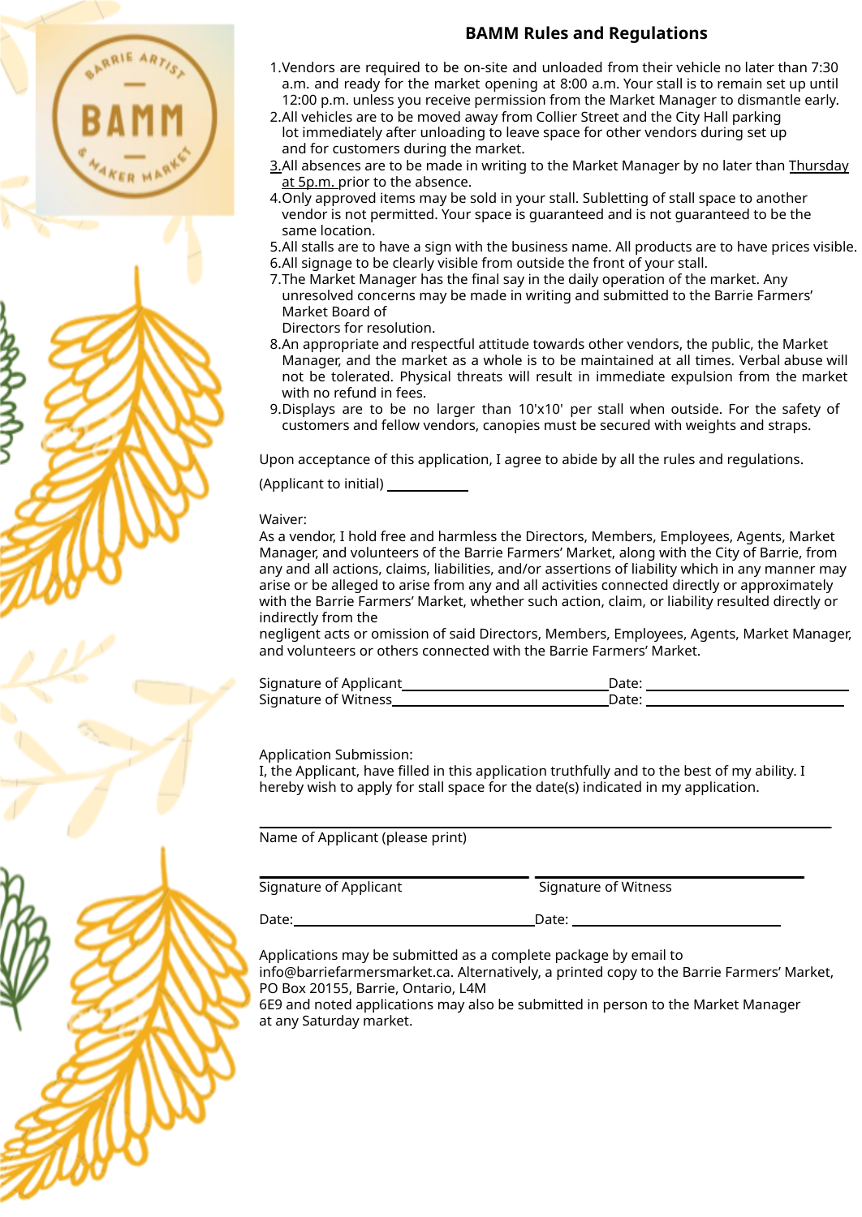## BAMM Rules and Regulations

1. Vendors are required to be on-site and unloaded from their vehicle no later than 7:30 a.m. and ready for the market opening at 8:00 a.m. Your stall is to remain set up until 12:00 p.m. unless you receive permission from the Market Manager to dismantle early.
2. All vehicles are to be moved away from Collier Street and the City Hall parking lot immediately after unloading to leave space for other vendors during set up and for customers during the market.
3. All absences are to be made in writing to the Market Manager by no later than Thursday at 5p.m. prior to the absence.
4. Only approved items may be sold in your stall. Subletting of stall space to another vendor is not permitted. Your space is guaranteed and is not guaranteed to be the same location.
5. All stalls are to have a sign with the business name. All products are to have prices visible.
6. All signage to be clearly visible from outside the front of your stall.
7. The Market Manager has the final say in the daily operation of the market. Any unresolved concerns may be made in writing and submitted to the Barrie Farmers' Market Board of Directors for resolution.
8. An appropriate and respectful attitude towards other vendors, the public, the Market Manager, and the market as a whole is to be maintained at all times. Verbal abuse will not be tolerated. Physical threats will result in immediate expulsion from the market with no refund in fees.
9. Displays are to be no larger than 10'x10' per stall when outside. For the safety of customers and fellow vendors, canopies must be secured with weights and straps.

Upon acceptance of this application, I agree to abide by all the rules and regulations.

(Applicant to initial) ____________

Waiver:
As a vendor, I hold free and harmless the Directors, Members, Employees, Agents, Market Manager, and volunteers of the Barrie Farmers' Market, along with the City of Barrie, from any and all actions, claims, liabilities, and/or assertions of liability which in any manner may arise or be alleged to arise from any and all activities connected directly or approximately with the Barrie Farmers' Market, whether such action, claim, or liability resulted directly or indirectly from the negligent acts or omission of said Directors, Members, Employees, Agents, Market Manager, and volunteers or others connected with the Barrie Farmers' Market.

Signature of Applicant ______________________ Date: ______________________
Signature of Witness ______________________ Date: ______________________

Application Submission:
I, the Applicant, have filled in this application truthfully and to the best of my ability. I hereby wish to apply for stall space for the date(s) indicated in my application.

______________________________________________

Name of Applicant (please print)

______________________ ______________________

Signature of Applicant Signature of Witness

Date: ______________________ Date: ______________________

Applications may be submitted as a complete package by email to info@barriefarmersmarket.ca. Alternatively, a printed copy to the Barrie Farmers' Market, PO Box 20155, Barrie, Ontario, L4M 6E9 and noted applications may also be submitted in person to the Market Manager at any Saturday market.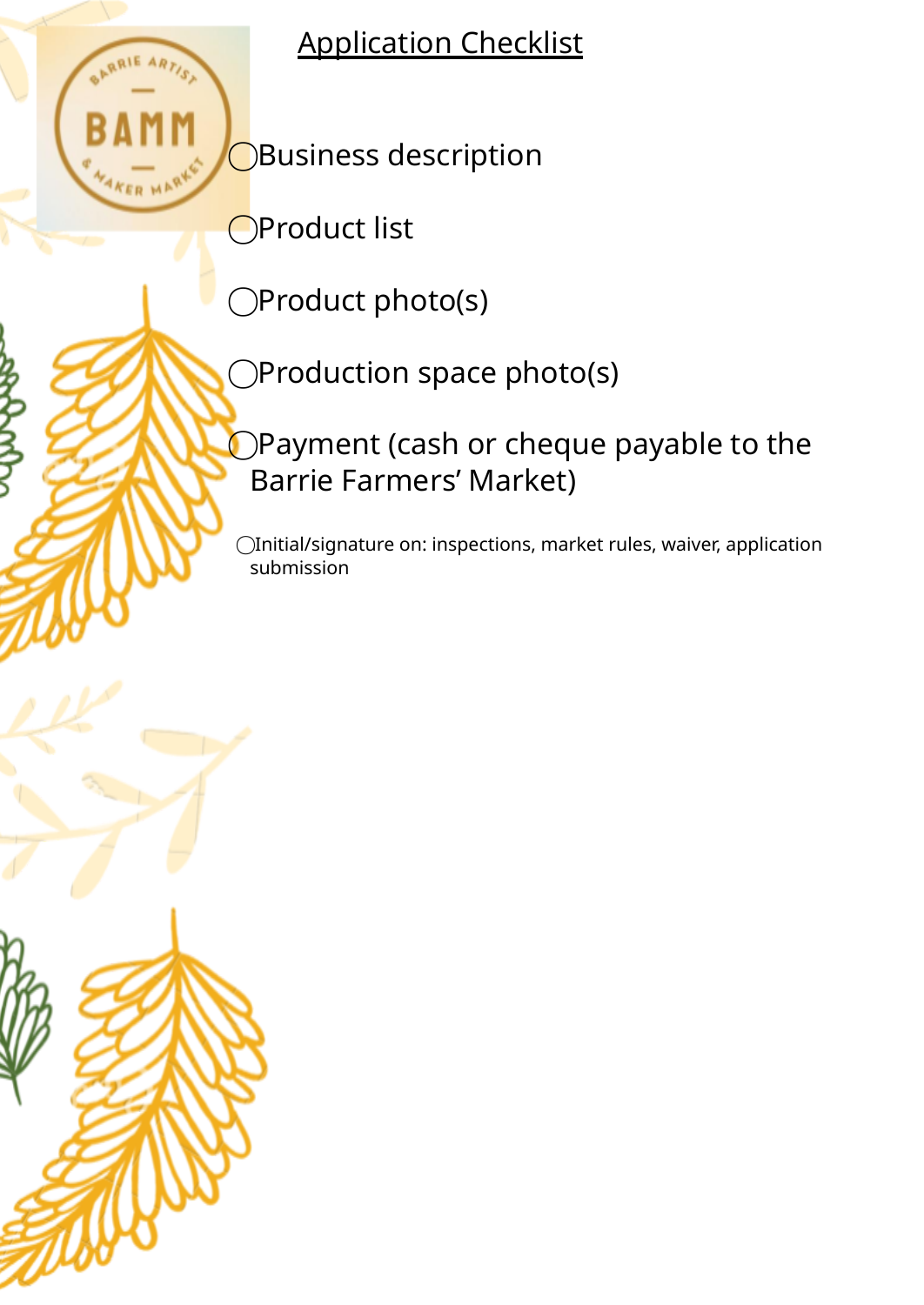## Application Checklist

- ◯Business description
- ◯Product list
- ◯Product photo(s)
- ◯Production space photo(s)
- ◯Payment (cash or cheque payable to the Barrie Farmers' Market)
- ◯Initial/signature on: inspections, market rules, waiver, application submission